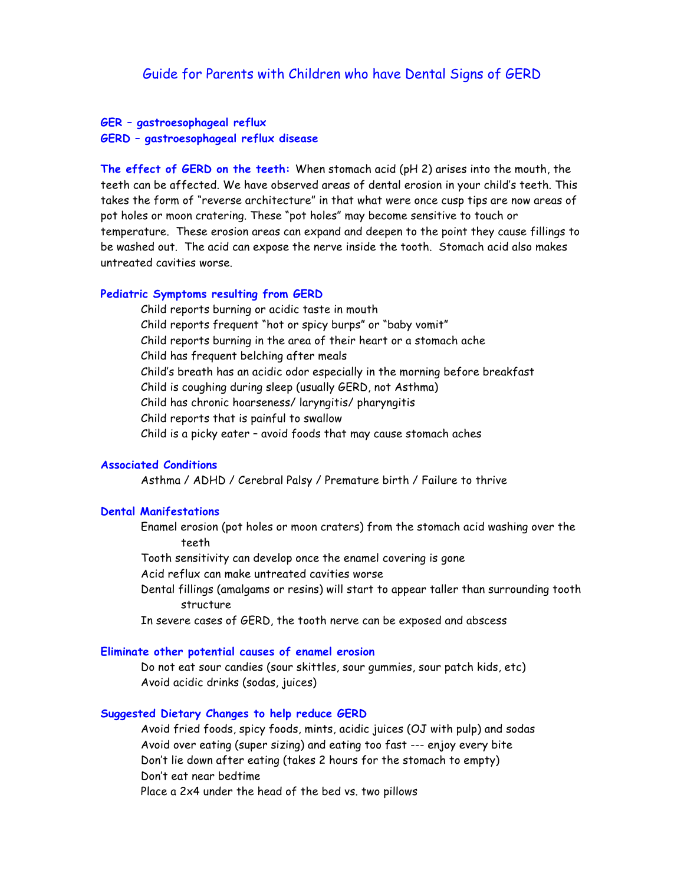# Guide for Parents with Children who have Dental Signs of GERD

**GER – gastroesophageal reflux**
**GERD – gastroesophageal reflux disease**

**The effect of GERD on the teeth:** When stomach acid (pH 2) arises into the mouth, the teeth can be affected. We have observed areas of dental erosion in your child's teeth. This takes the form of "reverse architecture" in that what were once cusp tips are now areas of pot holes or moon cratering. These "pot holes" may become sensitive to touch or temperature. These erosion areas can expand and deepen to the point they cause fillings to be washed out. The acid can expose the nerve inside the tooth. Stomach acid also makes untreated cavities worse.

### Pediatric Symptoms resulting from GERD

- Child reports burning or acidic taste in mouth
- Child reports frequent "hot or spicy burps" or "baby vomit"
- Child reports burning in the area of their heart or a stomach ache
- Child has frequent belching after meals
- Child's breath has an acidic odor especially in the morning before breakfast
- Child is coughing during sleep (usually GERD, not Asthma)
- Child has chronic hoarseness/ laryngitis/ pharyngitis
- Child reports that is painful to swallow
- Child is a picky eater – avoid foods that may cause stomach aches

### Associated Conditions

Asthma / ADHD / Cerebral Palsy / Premature birth / Failure to thrive

### Dental Manifestations

- Enamel erosion (pot holes or moon craters) from the stomach acid washing over the teeth
- Tooth sensitivity can develop once the enamel covering is gone
- Acid reflux can make untreated cavities worse
- Dental fillings (amalgams or resins) will start to appear taller than surrounding tooth structure
- In severe cases of GERD, the tooth nerve can be exposed and abscess

### Eliminate other potential causes of enamel erosion

- Do not eat sour candies (sour skittles, sour gummies, sour patch kids, etc)
- Avoid acidic drinks (sodas, juices)

### Suggested Dietary Changes to help reduce GERD

- Avoid fried foods, spicy foods, mints, acidic juices (OJ with pulp) and sodas
- Avoid over eating (super sizing) and eating too fast --- enjoy every bite
- Don't lie down after eating (takes 2 hours for the stomach to empty)
- Don't eat near bedtime
- Place a 2x4 under the head of the bed vs. two pillows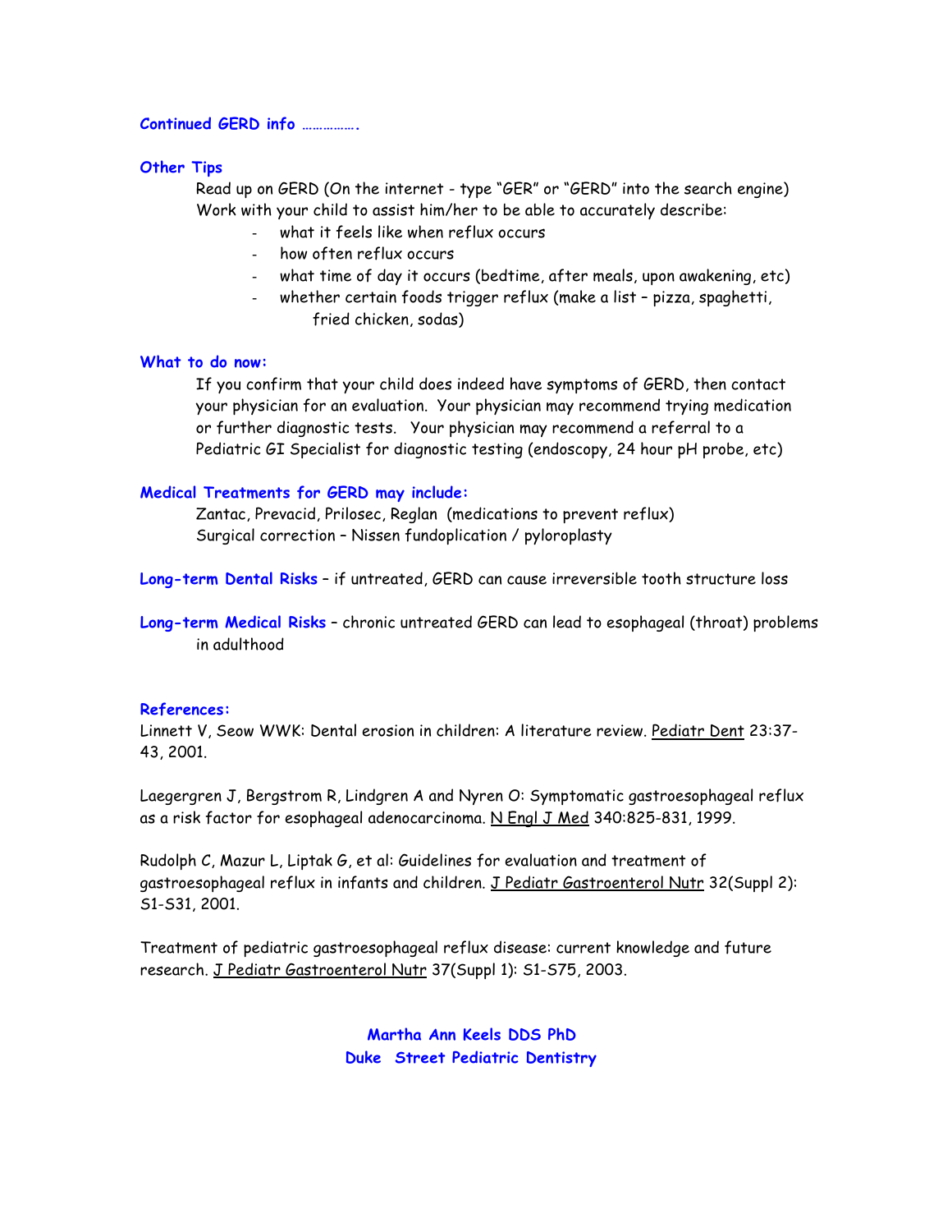**Continued GERD info …………….**

**Other Tips**

Read up on GERD (On the internet - type "GER" or "GERD" into the search engine)
Work with your child to assist him/her to be able to accurately describe:

- what it feels like when reflux occurs
- how often reflux occurs
- what time of day it occurs (bedtime, after meals, upon awakening, etc)
- whether certain foods trigger reflux (make a list – pizza, spaghetti, fried chicken, sodas)

**What to do now:**

If you confirm that your child does indeed have symptoms of GERD, then contact your physician for an evaluation. Your physician may recommend trying medication or further diagnostic tests. Your physician may recommend a referral to a Pediatric GI Specialist for diagnostic testing (endoscopy, 24 hour pH probe, etc)

**Medical Treatments for GERD may include:**

Zantac, Prevacid, Prilosec, Reglan (medications to prevent reflux)
Surgical correction – Nissen fundoplication / pyloroplasty

**Long-term Dental Risks** – if untreated, GERD can cause irreversible tooth structure loss

**Long-term Medical Risks** – chronic untreated GERD can lead to esophageal (throat) problems in adulthood

**References:**

Linnett V, Seow WWK: Dental erosion in children: A literature review. Pediatr Dent 23:37-43, 2001.

Laegergren J, Bergstrom R, Lindgren A and Nyren O: Symptomatic gastroesophageal reflux as a risk factor for esophageal adenocarcinoma. N Engl J Med 340:825-831, 1999.

Rudolph C, Mazur L, Liptak G, et al: Guidelines for evaluation and treatment of gastroesophageal reflux in infants and children. J Pediatr Gastroenterol Nutr 32(Suppl 2): S1-S31, 2001.

Treatment of pediatric gastroesophageal reflux disease: current knowledge and future research. J Pediatr Gastroenterol Nutr 37(Suppl 1): S1-S75, 2003.

**Martha Ann Keels DDS PhD**
**Duke Street Pediatric Dentistry**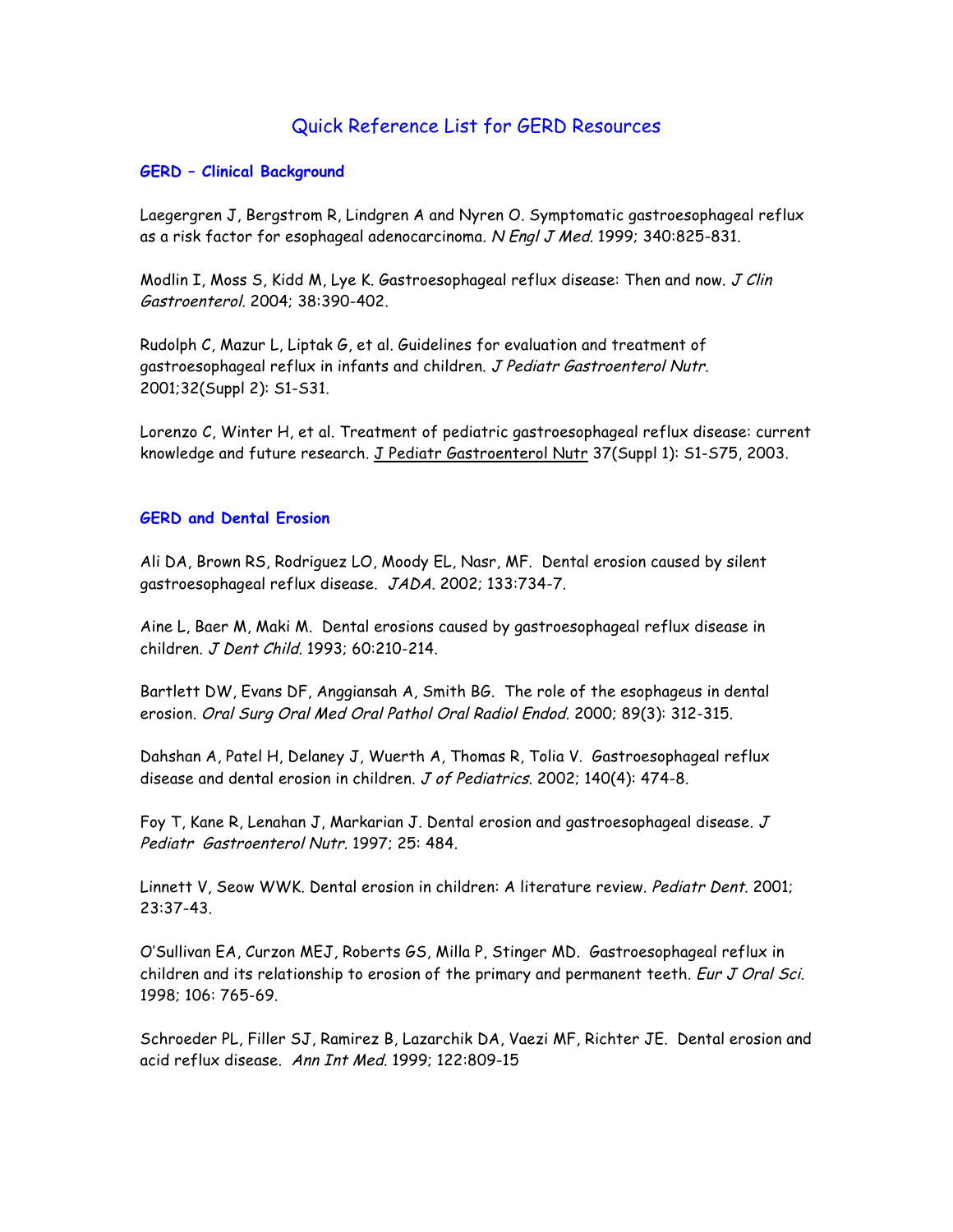# Quick Reference List for GERD Resources

## GERD – Clinical Background

Laegergren J, Bergstrom R, Lindgren A and Nyren O. Symptomatic gastroesophageal reflux as a risk factor for esophageal adenocarcinoma. *N Engl J Med.* 1999; 340:825-831.

Modlin I, Moss S, Kidd M, Lye K. Gastroesophageal reflux disease: Then and now. *J Clin Gastroenterol.* 2004; 38:390-402.

Rudolph C, Mazur L, Liptak G, et al. Guidelines for evaluation and treatment of gastroesophageal reflux in infants and children. *J Pediatr Gastroenterol Nutr.* 2001;32(Suppl 2): S1-S31.

Lorenzo C, Winter H, et al. Treatment of pediatric gastroesophageal reflux disease: current knowledge and future research. J Pediatr Gastroenterol Nutr 37(Suppl 1): S1-S75, 2003.

## GERD and Dental Erosion

Ali DA, Brown RS, Rodriguez LO, Moody EL, Nasr, MF. Dental erosion caused by silent gastroesophageal reflux disease. *JADA.* 2002; 133:734-7.

Aine L, Baer M, Maki M. Dental erosions caused by gastroesophageal reflux disease in children. *J Dent Child.* 1993; 60:210-214.

Bartlett DW, Evans DF, Anggiansah A, Smith BG. The role of the esophageus in dental erosion. *Oral Surg Oral Med Oral Pathol Oral Radiol Endod.* 2000; 89(3): 312-315.

Dahshan A, Patel H, Delaney J, Wuerth A, Thomas R, Tolia V. Gastroesophageal reflux disease and dental erosion in children. *J of Pediatrics.* 2002; 140(4): 474-8.

Foy T, Kane R, Lenahan J, Markarian J. Dental erosion and gastroesophageal disease. *J Pediatr Gastroenterol Nutr.* 1997; 25: 484.

Linnett V, Seow WWK. Dental erosion in children: A literature review. *Pediatr Dent.* 2001; 23:37-43.

O'Sullivan EA, Curzon MEJ, Roberts GS, Milla P, Stinger MD. Gastroesophageal reflux in children and its relationship to erosion of the primary and permanent teeth. *Eur J Oral Sci.* 1998; 106: 765-69.

Schroeder PL, Filler SJ, Ramirez B, Lazarchik DA, Vaezi MF, Richter JE. Dental erosion and acid reflux disease. *Ann Int Med.* 1999; 122:809-15